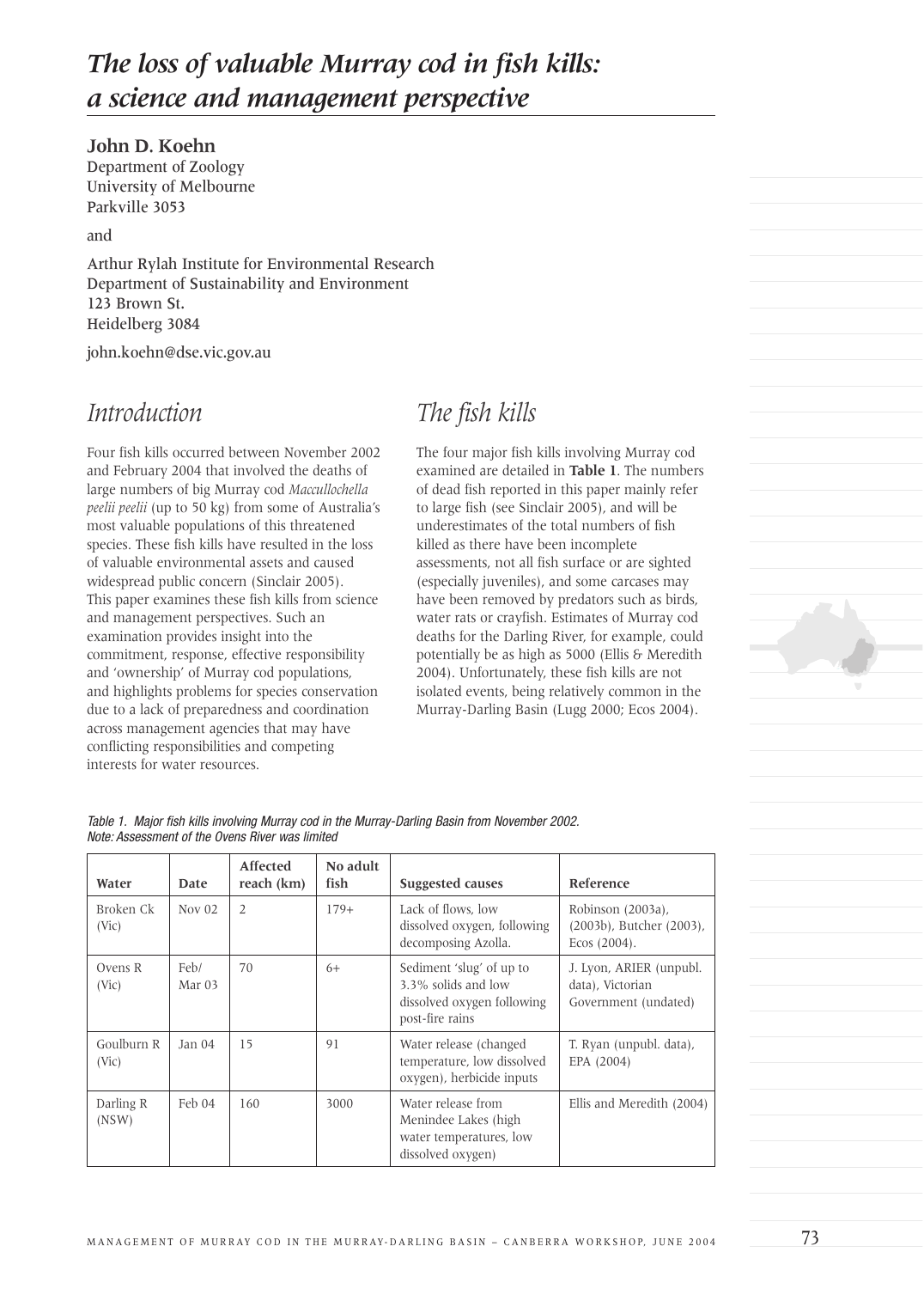# *The loss of valuable Murray cod in fish kills: a science and management perspective*

**John D. Koehn**
Department of Zoology
University of Melbourne
Parkville 3053

and

Arthur Rylah Institute for Environmental Research
Department of Sustainability and Environment
123 Brown St.
Heidelberg 3084

john.koehn@dse.vic.gov.au

## *Introduction*

Four fish kills occurred between November 2002 and February 2004 that involved the deaths of large numbers of big Murray cod *Maccullochella peelii peelii* (up to 50 kg) from some of Australia's most valuable populations of this threatened species. These fish kills have resulted in the loss of valuable environmental assets and caused widespread public concern (Sinclair 2005). This paper examines these fish kills from science and management perspectives. Such an examination provides insight into the commitment, response, effective responsibility and 'ownership' of Murray cod populations, and highlights problems for species conservation due to a lack of preparedness and coordination across management agencies that may have conflicting responsibilities and competing interests for water resources.

## *The fish kills*

The four major fish kills involving Murray cod examined are detailed in **Table 1**. The numbers of dead fish reported in this paper mainly refer to large fish (see Sinclair 2005), and will be underestimates of the total numbers of fish killed as there have been incomplete assessments, not all fish surface or are sighted (especially juveniles), and some carcases may have been removed by predators such as birds, water rats or crayfish. Estimates of Murray cod deaths for the Darling River, for example, could potentially be as high as 5000 (Ellis & Meredith 2004). Unfortunately, these fish kills are not isolated events, being relatively common in the Murray-Darling Basin (Lugg 2000; Ecos 2004).

*Table 1. Major fish kills involving Murray cod in the Murray-Darling Basin from November 2002. Note: Assessment of the Ovens River was limited*

| Water | Date | Affected reach (km) | No adult fish | Suggested causes | Reference |
|---|---|---|---|---|---|
| Broken Ck (Vic) | Nov 02 | 2 | 179+ | Lack of flows, low dissolved oxygen, following decomposing Azolla. | Robinson (2003a), (2003b), Butcher (2003), Ecos (2004). |
| Ovens R (Vic) | Feb/ Mar 03 | 70 | 6+ | Sediment 'slug' of up to 3.3% solids and low dissolved oxygen following post-fire rains | J. Lyon, ARIER (unpubl. data), Victorian Government (undated) |
| Goulburn R (Vic) | Jan 04 | 15 | 91 | Water release (changed temperature, low dissolved oxygen), herbicide inputs | T. Ryan (unpubl. data), EPA (2004) |
| Darling R (NSW) | Feb 04 | 160 | 3000 | Water release from Menindee Lakes (high water temperatures, low dissolved oxygen) | Ellis and Meredith (2004) |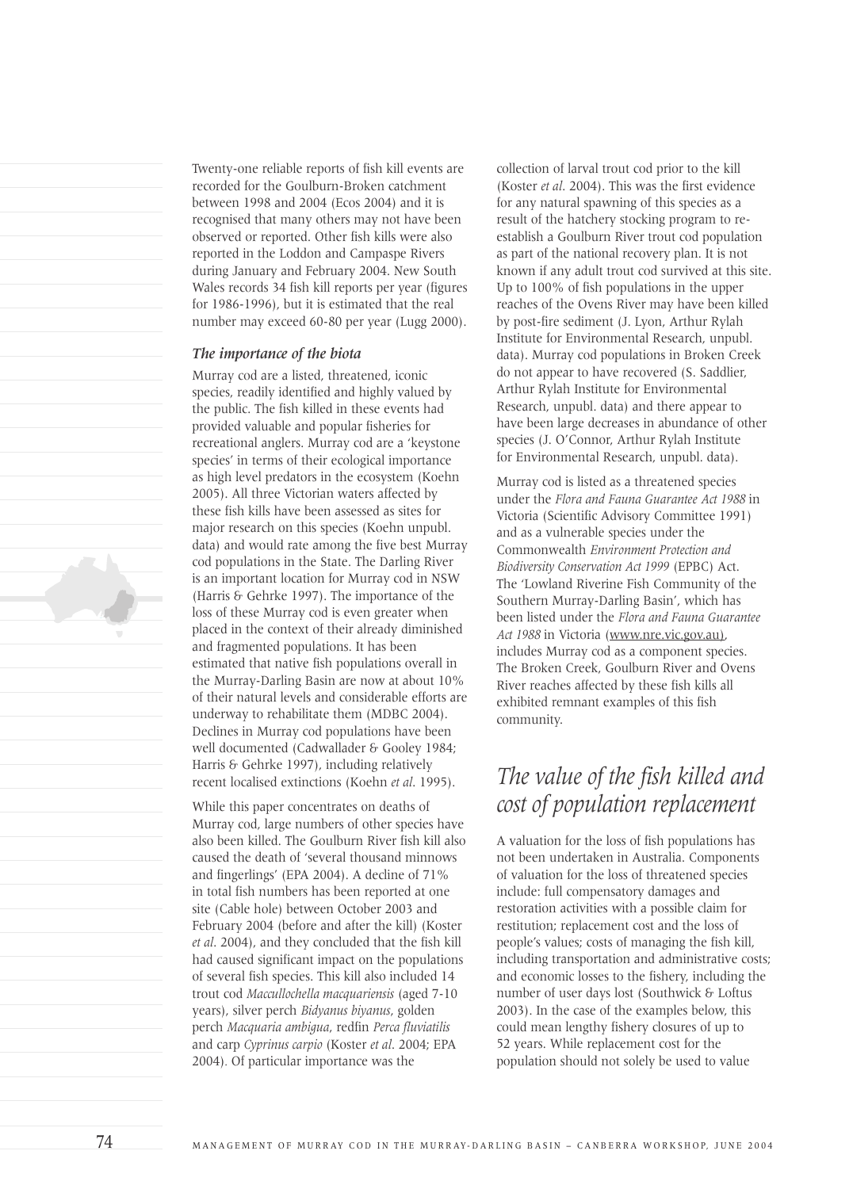Twenty-one reliable reports of fish kill events are recorded for the Goulburn-Broken catchment between 1998 and 2004 (Ecos 2004) and it is recognised that many others may not have been observed or reported. Other fish kills were also reported in the Loddon and Campaspe Rivers during January and February 2004. New South Wales records 34 fish kill reports per year (figures for 1986-1996), but it is estimated that the real number may exceed 60-80 per year (Lugg 2000).

### *The importance of the biota*

Murray cod are a listed, threatened, iconic species, readily identified and highly valued by the public. The fish killed in these events had provided valuable and popular fisheries for recreational anglers. Murray cod are a 'keystone species' in terms of their ecological importance as high level predators in the ecosystem (Koehn 2005). All three Victorian waters affected by these fish kills have been assessed as sites for major research on this species (Koehn unpubl. data) and would rate among the five best Murray cod populations in the State. The Darling River is an important location for Murray cod in NSW (Harris & Gehrke 1997). The importance of the loss of these Murray cod is even greater when placed in the context of their already diminished and fragmented populations. It has been estimated that native fish populations overall in the Murray-Darling Basin are now at about 10% of their natural levels and considerable efforts are underway to rehabilitate them (MDBC 2004). Declines in Murray cod populations have been well documented (Cadwallader & Gooley 1984; Harris & Gehrke 1997), including relatively recent localised extinctions (Koehn *et al*. 1995).

While this paper concentrates on deaths of Murray cod, large numbers of other species have also been killed. The Goulburn River fish kill also caused the death of 'several thousand minnows and fingerlings' (EPA 2004). A decline of 71% in total fish numbers has been reported at one site (Cable hole) between October 2003 and February 2004 (before and after the kill) (Koster *et al*. 2004), and they concluded that the fish kill had caused significant impact on the populations of several fish species. This kill also included 14 trout cod *Maccullochella macquariensis* (aged 7-10 years), silver perch *Bidyanus biyanus*, golden perch *Macquaria ambigua*, redfin *Perca fluviatilis* and carp *Cyprinus carpio* (Koster *et al*. 2004; EPA 2004). Of particular importance was the collection of larval trout cod prior to the kill (Koster *et al*. 2004). This was the first evidence for any natural spawning of this species as a result of the hatchery stocking program to re-establish a Goulburn River trout cod population as part of the national recovery plan. It is not known if any adult trout cod survived at this site. Up to 100% of fish populations in the upper reaches of the Ovens River may have been killed by post-fire sediment (J. Lyon, Arthur Rylah Institute for Environmental Research, unpubl. data). Murray cod populations in Broken Creek do not appear to have recovered (S. Saddlier, Arthur Rylah Institute for Environmental Research, unpubl. data) and there appear to have been large decreases in abundance of other species (J. O'Connor, Arthur Rylah Institute for Environmental Research, unpubl. data).

Murray cod is listed as a threatened species under the *Flora and Fauna Guarantee Act 1988* in Victoria (Scientific Advisory Committee 1991) and as a vulnerable species under the Commonwealth *Environment Protection and Biodiversity Conservation Act 1999* (EPBC) Act. The 'Lowland Riverine Fish Community of the Southern Murray-Darling Basin', which has been listed under the *Flora and Fauna Guarantee Act 1988* in Victoria (www.nre.vic.gov.au), includes Murray cod as a component species. The Broken Creek, Goulburn River and Ovens River reaches affected by these fish kills all exhibited remnant examples of this fish community.

## *The value of the fish killed and cost of population replacement*

A valuation for the loss of fish populations has not been undertaken in Australia. Components of valuation for the loss of threatened species include: full compensatory damages and restoration activities with a possible claim for restitution; replacement cost and the loss of people's values; costs of managing the fish kill, including transportation and administrative costs; and economic losses to the fishery, including the number of user days lost (Southwick & Loftus 2003). In the case of the examples below, this could mean lengthy fishery closures of up to 52 years. While replacement cost for the population should not solely be used to value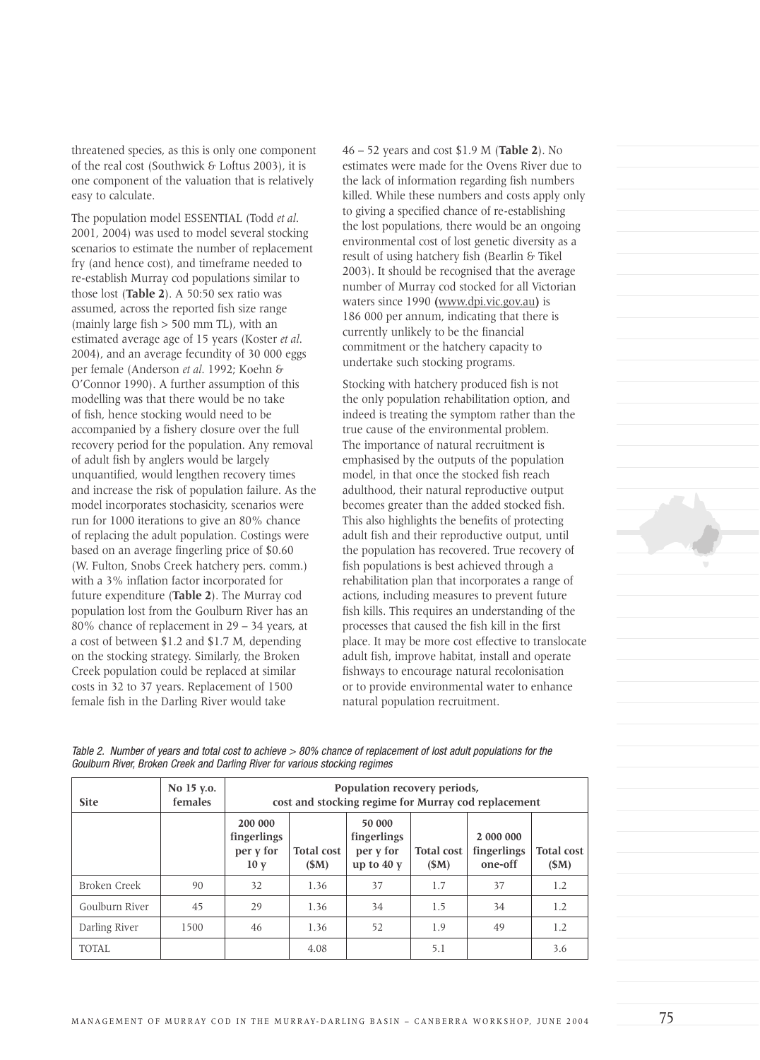threatened species, as this is only one component of the real cost (Southwick & Loftus 2003), it is one component of the valuation that is relatively easy to calculate.

The population model ESSENTIAL (Todd *et al.* 2001, 2004) was used to model several stocking scenarios to estimate the number of replacement fry (and hence cost), and timeframe needed to re-establish Murray cod populations similar to those lost (**Table 2**). A 50:50 sex ratio was assumed, across the reported fish size range (mainly large fish > 500 mm TL), with an estimated average age of 15 years (Koster *et al.* 2004), and an average fecundity of 30 000 eggs per female (Anderson *et al.* 1992; Koehn & O'Connor 1990). A further assumption of this modelling was that there would be no take of fish, hence stocking would need to be accompanied by a fishery closure over the full recovery period for the population. Any removal of adult fish by anglers would be largely unquantified, would lengthen recovery times and increase the risk of population failure. As the model incorporates stochasicity, scenarios were run for 1000 iterations to give an 80% chance of replacing the adult population. Costings were based on an average fingerling price of $0.60 (W. Fulton, Snobs Creek hatchery pers. comm.) with a 3% inflation factor incorporated for future expenditure (**Table 2**). The Murray cod population lost from the Goulburn River has an 80% chance of replacement in 29 – 34 years, at a cost of between $1.2 and $1.7 M, depending on the stocking strategy. Similarly, the Broken Creek population could be replaced at similar costs in 32 to 37 years. Replacement of 1500 female fish in the Darling River would take 46 – 52 years and cost $1.9 M (**Table 2**). No estimates were made for the Ovens River due to the lack of information regarding fish numbers killed. While these numbers and costs apply only to giving a specified chance of re-establishing the lost populations, there would be an ongoing environmental cost of lost genetic diversity as a result of using hatchery fish (Bearlin & Tikel 2003). It should be recognised that the average number of Murray cod stocked for all Victorian waters since 1990 (www.dpi.vic.gov.au) is 186 000 per annum, indicating that there is currently unlikely to be the financial commitment or the hatchery capacity to undertake such stocking programs.

Stocking with hatchery produced fish is not the only population rehabilitation option, and indeed is treating the symptom rather than the true cause of the environmental problem. The importance of natural recruitment is emphasised by the outputs of the population model, in that once the stocked fish reach adulthood, their natural reproductive output becomes greater than the added stocked fish. This also highlights the benefits of protecting adult fish and their reproductive output, until the population has recovered. True recovery of fish populations is best achieved through a rehabilitation plan that incorporates a range of actions, including measures to prevent future fish kills. This requires an understanding of the processes that caused the fish kill in the first place. It may be more cost effective to translocate adult fish, improve habitat, install and operate fishways to encourage natural recolonisation or to provide environmental water to enhance natural population recruitment.

*Table 2. Number of years and total cost to achieve > 80% chance of replacement of lost adult populations for the Goulburn River, Broken Creek and Darling River for various stocking regimes*

| Site | No 15 y.o. females | Population recovery periods, cost and stocking regime for Murray cod replacement | | | | | |
|---|---|---|---|---|---|---|---|
| | | 200 000 fingerlings per y for 10 y | Total cost ($M) | 50 000 fingerlings per y for up to 40 y | Total cost ($M) | 2 000 000 fingerlings one-off | Total cost ($M) |
| Broken Creek | 90 | 32 | 1.36 | 37 | 1.7 | 37 | 1.2 |
| Goulburn River | 45 | 29 | 1.36 | 34 | 1.5 | 34 | 1.2 |
| Darling River | 1500 | 46 | 1.36 | 52 | 1.9 | 49 | 1.2 |
| TOTAL | | | 4.08 | | 5.1 | | 3.6 |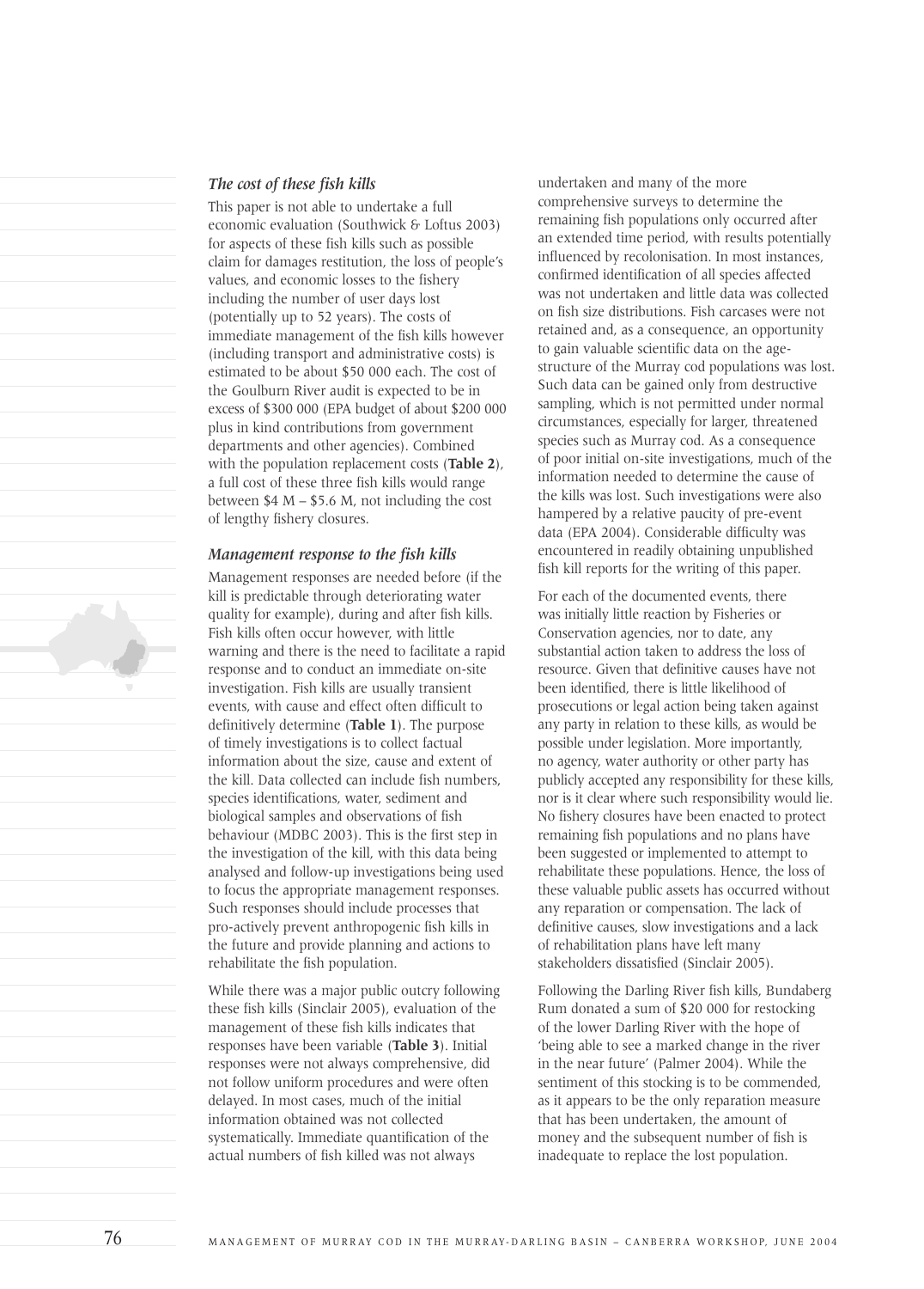### *The cost of these fish kills*

This paper is not able to undertake a full economic evaluation (Southwick & Loftus 2003) for aspects of these fish kills such as possible claim for damages restitution, the loss of people's values, and economic losses to the fishery including the number of user days lost (potentially up to 52 years). The costs of immediate management of the fish kills however (including transport and administrative costs) is estimated to be about $50 000 each. The cost of the Goulburn River audit is expected to be in excess of $300 000 (EPA budget of about $200 000 plus in kind contributions from government departments and other agencies). Combined with the population replacement costs (**Table 2**), a full cost of these three fish kills would range between $4 M – $5.6 M, not including the cost of lengthy fishery closures.

### *Management response to the fish kills*

Management responses are needed before (if the kill is predictable through deteriorating water quality for example), during and after fish kills. Fish kills often occur however, with little warning and there is the need to facilitate a rapid response and to conduct an immediate on-site investigation. Fish kills are usually transient events, with cause and effect often difficult to definitively determine (**Table 1**). The purpose of timely investigations is to collect factual information about the size, cause and extent of the kill. Data collected can include fish numbers, species identifications, water, sediment and biological samples and observations of fish behaviour (MDBC 2003). This is the first step in the investigation of the kill, with this data being analysed and follow-up investigations being used to focus the appropriate management responses. Such responses should include processes that pro-actively prevent anthropogenic fish kills in the future and provide planning and actions to rehabilitate the fish population.

While there was a major public outcry following these fish kills (Sinclair 2005), evaluation of the management of these fish kills indicates that responses have been variable (**Table 3**). Initial responses were not always comprehensive, did not follow uniform procedures and were often delayed. In most cases, much of the initial information obtained was not collected systematically. Immediate quantification of the actual numbers of fish killed was not always undertaken and many of the more comprehensive surveys to determine the remaining fish populations only occurred after an extended time period, with results potentially influenced by recolonisation. In most instances, confirmed identification of all species affected was not undertaken and little data was collected on fish size distributions. Fish carcases were not retained and, as a consequence, an opportunity to gain valuable scientific data on the age-structure of the Murray cod populations was lost. Such data can be gained only from destructive sampling, which is not permitted under normal circumstances, especially for larger, threatened species such as Murray cod. As a consequence of poor initial on-site investigations, much of the information needed to determine the cause of the kills was lost. Such investigations were also hampered by a relative paucity of pre-event data (EPA 2004). Considerable difficulty was encountered in readily obtaining unpublished fish kill reports for the writing of this paper.

For each of the documented events, there was initially little reaction by Fisheries or Conservation agencies, nor to date, any substantial action taken to address the loss of resource. Given that definitive causes have not been identified, there is little likelihood of prosecutions or legal action being taken against any party in relation to these kills, as would be possible under legislation. More importantly, no agency, water authority or other party has publicly accepted any responsibility for these kills, nor is it clear where such responsibility would lie. No fishery closures have been enacted to protect remaining fish populations and no plans have been suggested or implemented to attempt to rehabilitate these populations. Hence, the loss of these valuable public assets has occurred without any reparation or compensation. The lack of definitive causes, slow investigations and a lack of rehabilitation plans have left many stakeholders dissatisfied (Sinclair 2005).

Following the Darling River fish kills, Bundaberg Rum donated a sum of $20 000 for restocking of the lower Darling River with the hope of 'being able to see a marked change in the river in the near future' (Palmer 2004). While the sentiment of this stocking is to be commended, as it appears to be the only reparation measure that has been undertaken, the amount of money and the subsequent number of fish is inadequate to replace the lost population.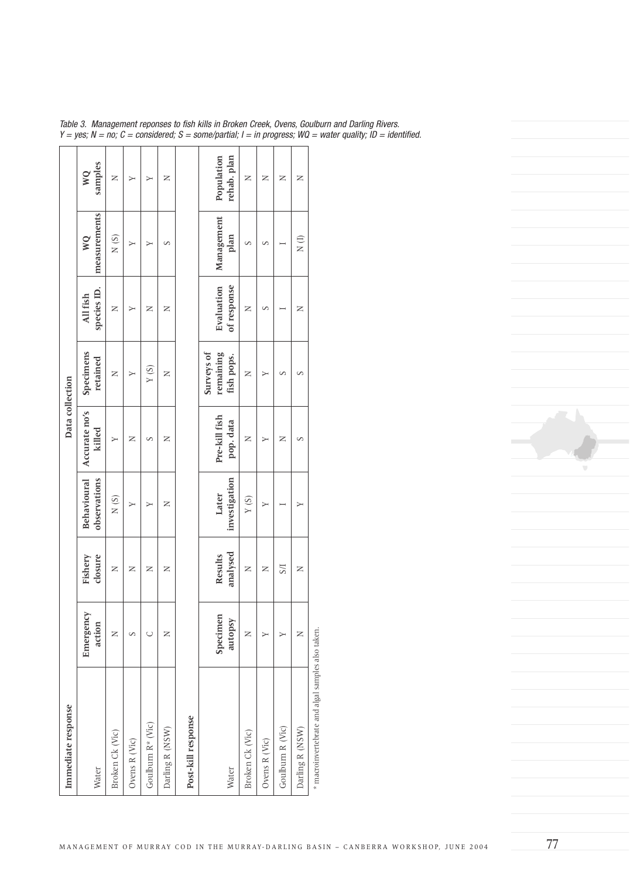*Table 3. Management reponses to fish kills in Broken Creek, Ovens, Goulburn and Darling Rivers.*
*Y = yes; N = no; C = considered; S = some/partial; I = in progress; WQ = water quality; ID = identified.*

| **Immediate response** | | | | | | | | | |
|---|---|---|---|---|---|---|---|---|---|
| | | | | **Data collection** | | | | | |
| Water | **Emergency action** | **Fishery closure** | **Behavioural observations** | **Accurate no's killed** | **Specimens retained** | **All fish species ID.** | **WQ measurements** | **WQ samples** | |
| Broken Ck (Vic) | N | N | N (S) | Y | N | N | N (S) | N | |
| Ovens R (Vic) | S | N | Y | N | Y | Y | Y | Y | |
| Goulburn R* (Vic) | C | N | Y | S | Y (S) | N | Y | Y | |
| Darling R (NSW) | N | N | N | N | N | N | S | N | |
| **Post-kill response** | | | | | | | | | |
| Water | **Specimen autopsy** | **Results analysed** | **Later investigation** | **Pre-kill fish pop. data** | **Surveys of remaining fish pops.** | **Evaluation of response** | **Management plan** | **Population rehab. plan** | |
| Broken Ck (Vic) | N | N | Y (S) | N | N | N | S | N | |
| Ovens R (Vic) | Y | N | Y | Y | Y | S | S | N | |
| Goulburn R (Vic) | Y | S/I | I | N | S | I | I | N | |
| Darling R (NSW) | N | N | Y | S | S | N | N (I) | N | |

\* macroinvertebrate and algal samples also taken.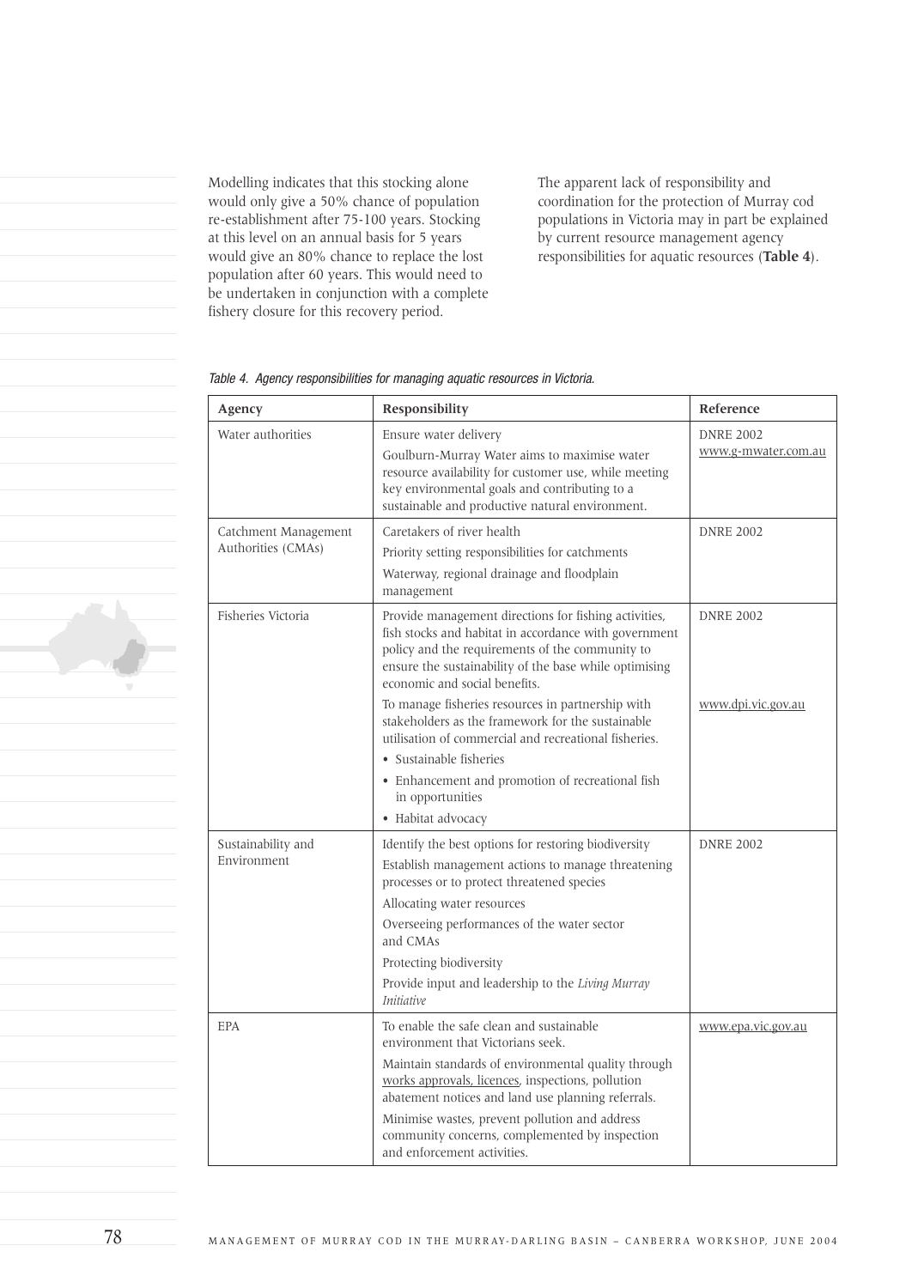Modelling indicates that this stocking alone would only give a 50% chance of population re-establishment after 75-100 years. Stocking at this level on an annual basis for 5 years would give an 80% chance to replace the lost population after 60 years. This would need to be undertaken in conjunction with a complete fishery closure for this recovery period.

The apparent lack of responsibility and coordination for the protection of Murray cod populations in Victoria may in part be explained by current resource management agency responsibilities for aquatic resources (**Table 4**).

*Table 4. Agency responsibilities for managing aquatic resources in Victoria.*

| Agency | Responsibility | Reference |
|---|---|---|
| Water authorities | Ensure water delivery<br>Goulburn-Murray Water aims to maximise water resource availability for customer use, while meeting key environmental goals and contributing to a sustainable and productive natural environment. | DNRE 2002<br>www.g-mwater.com.au |
| Catchment Management Authorities (CMAs) | Caretakers of river health<br>Priority setting responsibilities for catchments<br>Waterway, regional drainage and floodplain management | DNRE 2002 |
| Fisheries Victoria | Provide management directions for fishing activities, fish stocks and habitat in accordance with government policy and the requirements of the community to ensure the sustainability of the base while optimising economic and social benefits.<br>To manage fisheries resources in partnership with stakeholders as the framework for the sustainable utilisation of commercial and recreational fisheries.<br>• Sustainable fisheries<br>• Enhancement and promotion of recreational fish in opportunities<br>• Habitat advocacy | DNRE 2002<br>www.dpi.vic.gov.au |
| Sustainability and Environment | Identify the best options for restoring biodiversity<br>Establish management actions to manage threatening processes or to protect threatened species<br>Allocating water resources<br>Overseeing performances of the water sector and CMAs<br>Protecting biodiversity<br>Provide input and leadership to the *Living Murray Initiative* | DNRE 2002 |
| EPA | To enable the safe clean and sustainable environment that Victorians seek.<br>Maintain standards of environmental quality through works approvals, licences, inspections, pollution abatement notices and land use planning referrals.<br>Minimise wastes, prevent pollution and address community concerns, complemented by inspection and enforcement activities. | www.epa.vic.gov.au |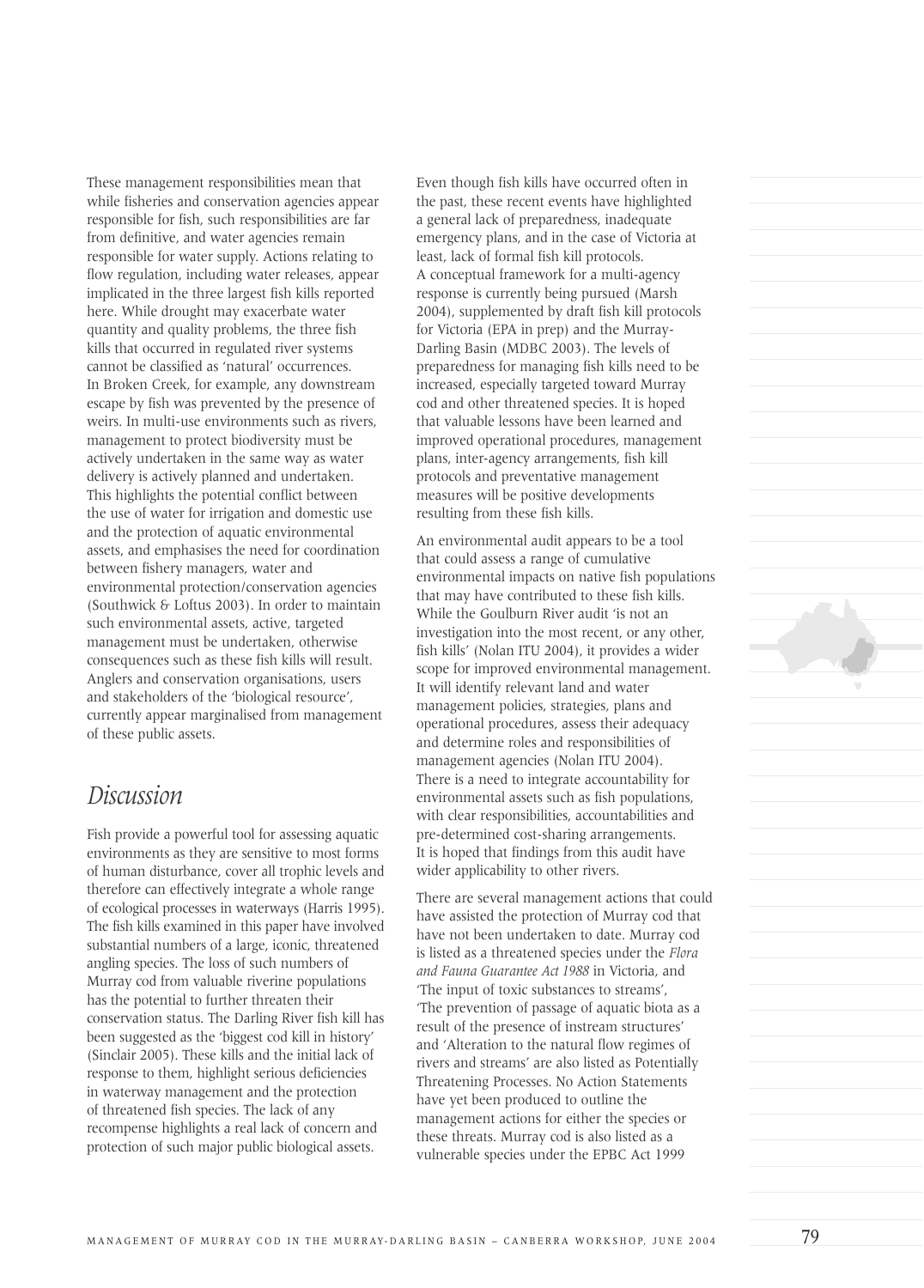These management responsibilities mean that while fisheries and conservation agencies appear responsible for fish, such responsibilities are far from definitive, and water agencies remain responsible for water supply. Actions relating to flow regulation, including water releases, appear implicated in the three largest fish kills reported here. While drought may exacerbate water quantity and quality problems, the three fish kills that occurred in regulated river systems cannot be classified as 'natural' occurrences. In Broken Creek, for example, any downstream escape by fish was prevented by the presence of weirs. In multi-use environments such as rivers, management to protect biodiversity must be actively undertaken in the same way as water delivery is actively planned and undertaken. This highlights the potential conflict between the use of water for irrigation and domestic use and the protection of aquatic environmental assets, and emphasises the need for coordination between fishery managers, water and environmental protection/conservation agencies (Southwick & Loftus 2003). In order to maintain such environmental assets, active, targeted management must be undertaken, otherwise consequences such as these fish kills will result. Anglers and conservation organisations, users and stakeholders of the 'biological resource', currently appear marginalised from management of these public assets.

## *Discussion*

Fish provide a powerful tool for assessing aquatic environments as they are sensitive to most forms of human disturbance, cover all trophic levels and therefore can effectively integrate a whole range of ecological processes in waterways (Harris 1995). The fish kills examined in this paper have involved substantial numbers of a large, iconic, threatened angling species. The loss of such numbers of Murray cod from valuable riverine populations has the potential to further threaten their conservation status. The Darling River fish kill has been suggested as the 'biggest cod kill in history' (Sinclair 2005). These kills and the initial lack of response to them, highlight serious deficiencies in waterway management and the protection of threatened fish species. The lack of any recompense highlights a real lack of concern and protection of such major public biological assets.

Even though fish kills have occurred often in the past, these recent events have highlighted a general lack of preparedness, inadequate emergency plans, and in the case of Victoria at least, lack of formal fish kill protocols. A conceptual framework for a multi-agency response is currently being pursued (Marsh 2004), supplemented by draft fish kill protocols for Victoria (EPA in prep) and the Murray-Darling Basin (MDBC 2003). The levels of preparedness for managing fish kills need to be increased, especially targeted toward Murray cod and other threatened species. It is hoped that valuable lessons have been learned and improved operational procedures, management plans, inter-agency arrangements, fish kill protocols and preventative management measures will be positive developments resulting from these fish kills.

An environmental audit appears to be a tool that could assess a range of cumulative environmental impacts on native fish populations that may have contributed to these fish kills. While the Goulburn River audit 'is not an investigation into the most recent, or any other, fish kills' (Nolan ITU 2004), it provides a wider scope for improved environmental management. It will identify relevant land and water management policies, strategies, plans and operational procedures, assess their adequacy and determine roles and responsibilities of management agencies (Nolan ITU 2004). There is a need to integrate accountability for environmental assets such as fish populations, with clear responsibilities, accountabilities and pre-determined cost-sharing arrangements. It is hoped that findings from this audit have wider applicability to other rivers.

There are several management actions that could have assisted the protection of Murray cod that have not been undertaken to date. Murray cod is listed as a threatened species under the *Flora and Fauna Guarantee Act 1988* in Victoria, and 'The input of toxic substances to streams', 'The prevention of passage of aquatic biota as a result of the presence of instream structures' and 'Alteration to the natural flow regimes of rivers and streams' are also listed as Potentially Threatening Processes. No Action Statements have yet been produced to outline the management actions for either the species or these threats. Murray cod is also listed as a vulnerable species under the EPBC Act 1999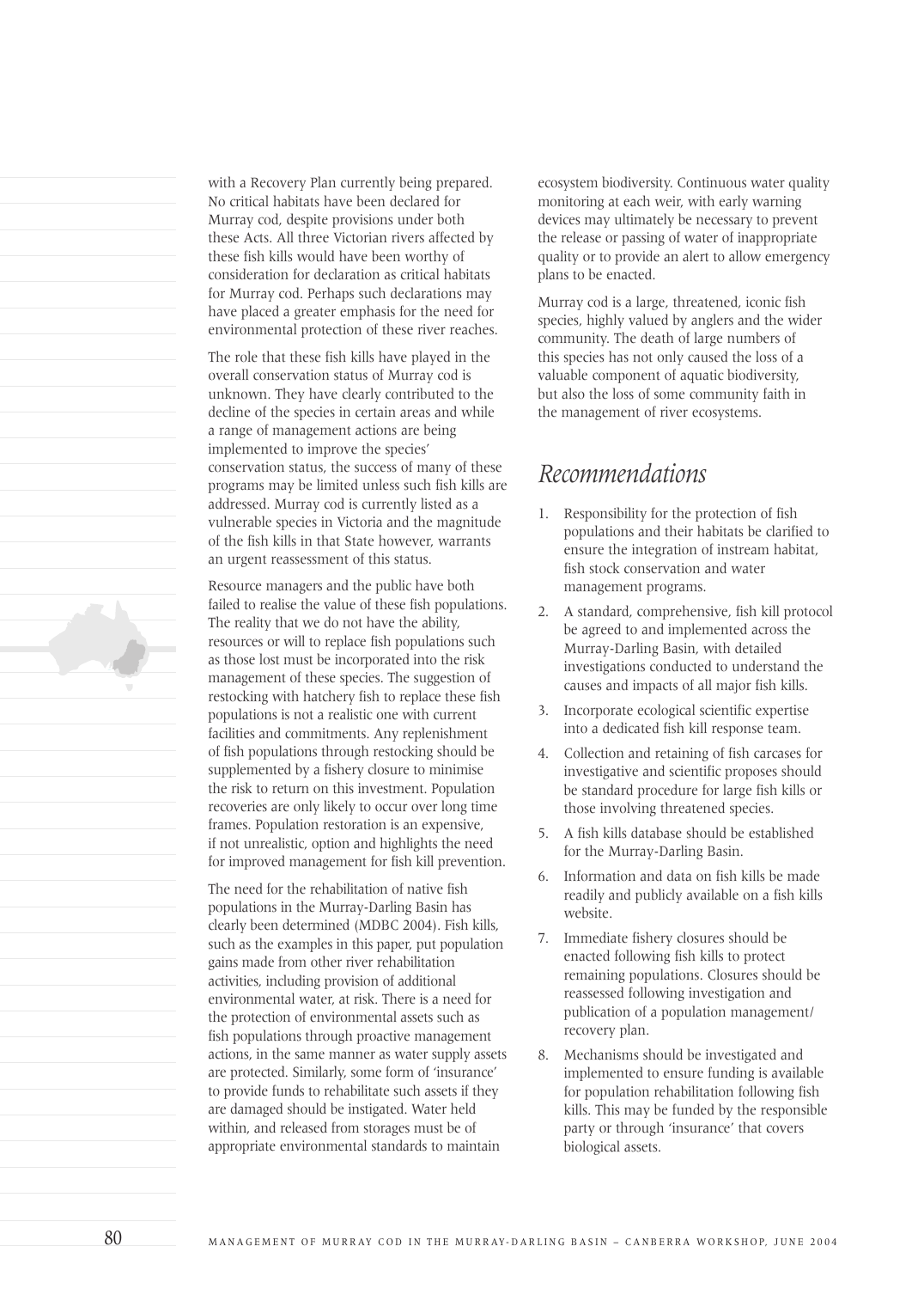with a Recovery Plan currently being prepared. No critical habitats have been declared for Murray cod, despite provisions under both these Acts. All three Victorian rivers affected by these fish kills would have been worthy of consideration for declaration as critical habitats for Murray cod. Perhaps such declarations may have placed a greater emphasis for the need for environmental protection of these river reaches.

The role that these fish kills have played in the overall conservation status of Murray cod is unknown. They have clearly contributed to the decline of the species in certain areas and while a range of management actions are being implemented to improve the species' conservation status, the success of many of these programs may be limited unless such fish kills are addressed. Murray cod is currently listed as a vulnerable species in Victoria and the magnitude of the fish kills in that State however, warrants an urgent reassessment of this status.

Resource managers and the public have both failed to realise the value of these fish populations. The reality that we do not have the ability, resources or will to replace fish populations such as those lost must be incorporated into the risk management of these species. The suggestion of restocking with hatchery fish to replace these fish populations is not a realistic one with current facilities and commitments. Any replenishment of fish populations through restocking should be supplemented by a fishery closure to minimise the risk to return on this investment. Population recoveries are only likely to occur over long time frames. Population restoration is an expensive, if not unrealistic, option and highlights the need for improved management for fish kill prevention.

The need for the rehabilitation of native fish populations in the Murray-Darling Basin has clearly been determined (MDBC 2004). Fish kills, such as the examples in this paper, put population gains made from other river rehabilitation activities, including provision of additional environmental water, at risk. There is a need for the protection of environmental assets such as fish populations through proactive management actions, in the same manner as water supply assets are protected. Similarly, some form of 'insurance' to provide funds to rehabilitate such assets if they are damaged should be instigated. Water held within, and released from storages must be of appropriate environmental standards to maintain ecosystem biodiversity. Continuous water quality monitoring at each weir, with early warning devices may ultimately be necessary to prevent the release or passing of water of inappropriate quality or to provide an alert to allow emergency plans to be enacted.

Murray cod is a large, threatened, iconic fish species, highly valued by anglers and the wider community. The death of large numbers of this species has not only caused the loss of a valuable component of aquatic biodiversity, but also the loss of some community faith in the management of river ecosystems.

## *Recommendations*

1. Responsibility for the protection of fish populations and their habitats be clarified to ensure the integration of instream habitat, fish stock conservation and water management programs.
2. A standard, comprehensive, fish kill protocol be agreed to and implemented across the Murray-Darling Basin, with detailed investigations conducted to understand the causes and impacts of all major fish kills.
3. Incorporate ecological scientific expertise into a dedicated fish kill response team.
4. Collection and retaining of fish carcases for investigative and scientific proposes should be standard procedure for large fish kills or those involving threatened species.
5. A fish kills database should be established for the Murray-Darling Basin.
6. Information and data on fish kills be made readily and publicly available on a fish kills website.
7. Immediate fishery closures should be enacted following fish kills to protect remaining populations. Closures should be reassessed following investigation and publication of a population management/ recovery plan.
8. Mechanisms should be investigated and implemented to ensure funding is available for population rehabilitation following fish kills. This may be funded by the responsible party or through 'insurance' that covers biological assets.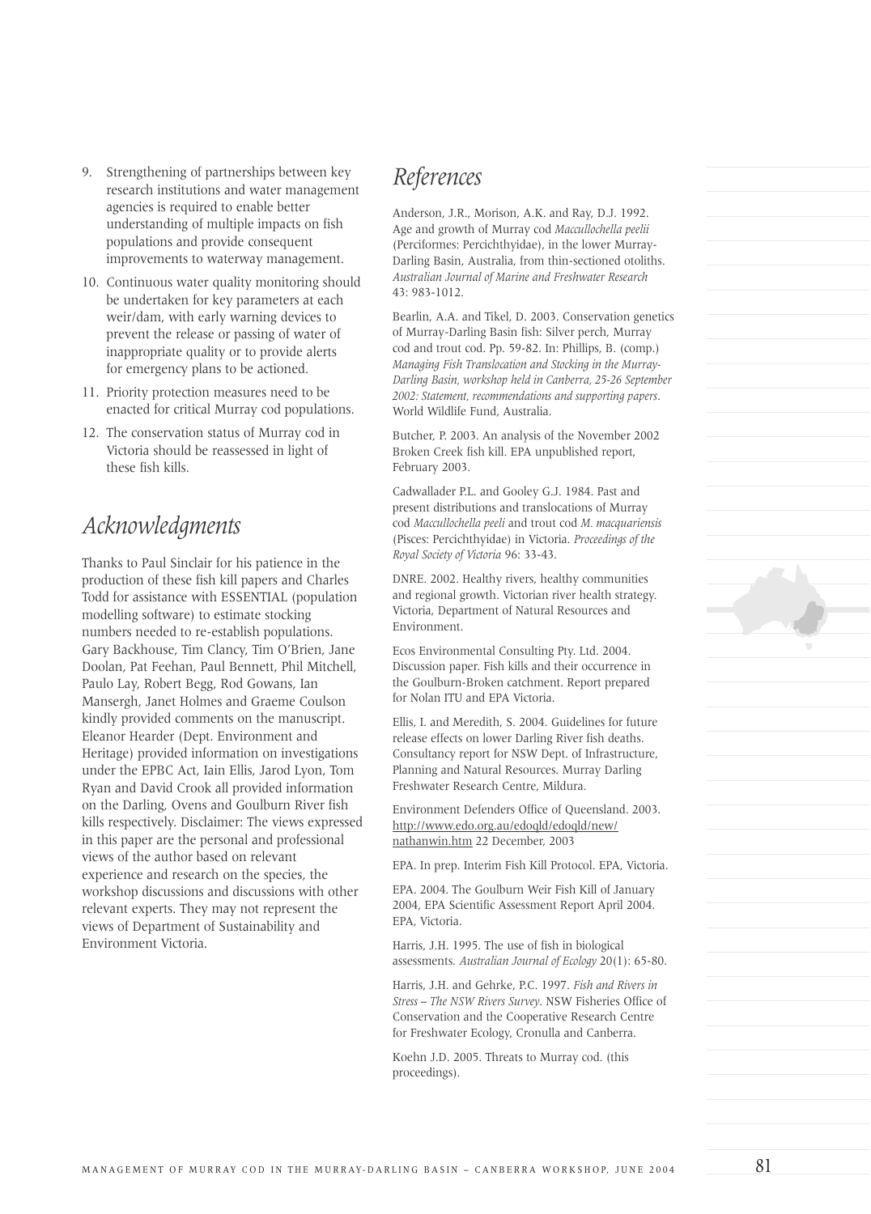9. Strengthening of partnerships between key research institutions and water management agencies is required to enable better understanding of multiple impacts on fish populations and provide consequent improvements to waterway management.
10. Continuous water quality monitoring should be undertaken for key parameters at each weir/dam, with early warning devices to prevent the release or passing of water of inappropriate quality or to provide alerts for emergency plans to be actioned.
11. Priority protection measures need to be enacted for critical Murray cod populations.
12. The conservation status of Murray cod in Victoria should be reassessed in light of these fish kills.

## *Acknowledgments*

Thanks to Paul Sinclair for his patience in the production of these fish kill papers and Charles Todd for assistance with ESSENTIAL (population modelling software) to estimate stocking numbers needed to re-establish populations. Gary Backhouse, Tim Clancy, Tim O'Brien, Jane Doolan, Pat Feehan, Paul Bennett, Phil Mitchell, Paulo Lay, Robert Begg, Rod Gowans, Ian Mansergh, Janet Holmes and Graeme Coulson kindly provided comments on the manuscript. Eleanor Hearder (Dept. Environment and Heritage) provided information on investigations under the EPBC Act, Iain Ellis, Jarod Lyon, Tom Ryan and David Crook all provided information on the Darling, Ovens and Goulburn River fish kills respectively. Disclaimer: The views expressed in this paper are the personal and professional views of the author based on relevant experience and research on the species, the workshop discussions and discussions with other relevant experts. They may not represent the views of Department of Sustainability and Environment Victoria.

## *References*

Anderson, J.R., Morison, A.K. and Ray, D.J. 1992. Age and growth of Murray cod *Maccullochella peelii* (Perciformes: Percichthyidae), in the lower Murray-Darling Basin, Australia, from thin-sectioned otoliths. *Australian Journal of Marine and Freshwater Research* 43: 983-1012.

Bearlin, A.A. and Tikel, D. 2003. Conservation genetics of Murray-Darling Basin fish: Silver perch, Murray cod and trout cod. Pp. 59-82. In: Phillips, B. (comp.) *Managing Fish Translocation and Stocking in the Murray-Darling Basin, workshop held in Canberra, 25-26 September 2002: Statement, recommendations and supporting papers*. World Wildlife Fund, Australia.

Butcher, P. 2003. An analysis of the November 2002 Broken Creek fish kill. EPA unpublished report, February 2003.

Cadwallader P.L. and Gooley G.J. 1984. Past and present distributions and translocations of Murray cod *Maccullochella peeli* and trout cod *M. macquariensis* (Pisces: Percichthyidae) in Victoria. *Proceedings of the Royal Society of Victoria* 96: 33-43.

DNRE. 2002. Healthy rivers, healthy communities and regional growth. Victorian river health strategy. Victoria, Department of Natural Resources and Environment.

Ecos Environmental Consulting Pty. Ltd. 2004. Discussion paper. Fish kills and their occurrence in the Goulburn-Broken catchment. Report prepared for Nolan ITU and EPA Victoria.

Ellis, I. and Meredith, S. 2004. Guidelines for future release effects on lower Darling River fish deaths. Consultancy report for NSW Dept. of Infrastructure, Planning and Natural Resources. Murray Darling Freshwater Research Centre, Mildura.

Environment Defenders Office of Queensland. 2003. http://www.edo.org.au/edoqld/edoqld/new/nathanwin.htm 22 December, 2003

EPA. In prep. Interim Fish Kill Protocol. EPA, Victoria.

EPA. 2004. The Goulburn Weir Fish Kill of January 2004, EPA Scientific Assessment Report April 2004. EPA, Victoria.

Harris, J.H. 1995. The use of fish in biological assessments. *Australian Journal of Ecology* 20(1): 65-80.

Harris, J.H. and Gehrke, P.C. 1997. *Fish and Rivers in Stress – The NSW Rivers Survey*. NSW Fisheries Office of Conservation and the Cooperative Research Centre for Freshwater Ecology, Cronulla and Canberra.

Koehn J.D. 2005. Threats to Murray cod. (this proceedings).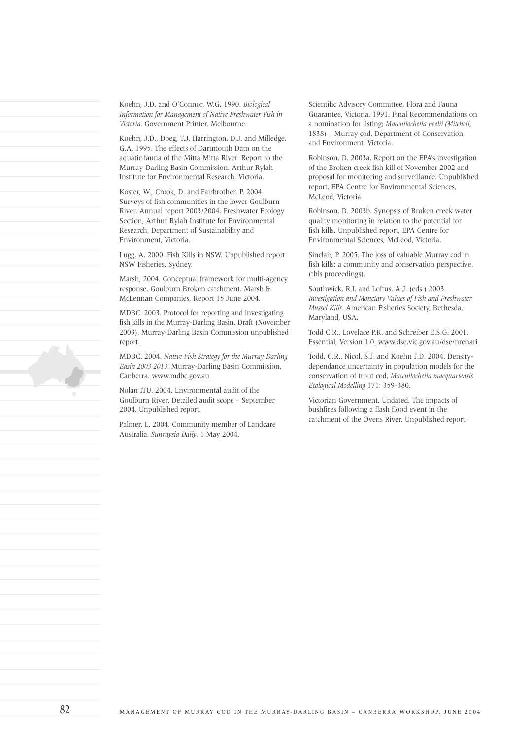Koehn, J.D. and O'Connor, W.G. 1990. *Biological Information for Management of Native Freshwater Fish in Victoria.* Government Printer, Melbourne.

Koehn, J.D., Doeg, T.J, Harrington, D.J. and Milledge, G.A. 1995. The effects of Dartmouth Dam on the aquatic fauna of the Mitta Mitta River. Report to the Murray-Darling Basin Commission. Arthur Rylah Institute for Environmental Research, Victoria.

Koster, W., Crook, D. and Fairbrother, P. 2004. Surveys of fish communities in the lower Goulburn River. Annual report 2003/2004. Freshwater Ecology Section, Arthur Rylah Institute for Environmental Research, Department of Sustainability and Environment, Victoria.

Lugg, A. 2000. Fish Kills in NSW. Unpublished report. NSW Fisheries, Sydney.

Marsh, 2004. Conceptual framework for multi-agency response. Goulburn Broken catchment. Marsh & McLennan Companies, Report 15 June 2004.

MDBC. 2003. Protocol for reporting and investigating fish kills in the Murray-Darling Basin. Draft (November 2003). Murray-Darling Basin Commission unpublished report.

MDBC. 2004. *Native Fish Strategy for the Murray-Darling Basin 2003-2013.* Murray-Darling Basin Commission, Canberra. www.mdbc.gov.au

Nolan ITU. 2004. Environmental audit of the Goulburn River. Detailed audit scope – September 2004. Unpublished report.

Palmer, L. 2004. Community member of Landcare Australia, *Sunraysia Daily*, 1 May 2004.

Scientific Advisory Committee, Flora and Fauna Guarantee, Victoria. 1991. Final Recommendations on a nomination for listing; *Maccullochella peelii (Mitchell,* 1838) – Murray cod. Department of Conservation and Environment, Victoria.

Robinson, D. 2003a. Report on the EPA's investigation of the Broken creek fish kill of November 2002 and proposal for monitoring and surveillance. Unpublished report, EPA Centre for Environmental Sciences, McLeod, Victoria.

Robinson, D. 2003b. Synopsis of Broken creek water quality monitoring in relation to the potential for fish kills. Unpublished report, EPA Centre for Environmental Sciences, McLeod, Victoria.

Sinclair, P. 2005. The loss of valuable Murray cod in fish kills: a community and conservation perspective. (this proceedings).

Southwick, R.I. and Loftus, A.J. (eds.) 2003. *Investigation and Monetary Values of Fish and Freshwater Mussel Kills*. American Fisheries Society, Bethesda, Maryland, USA.

Todd C.R., Lovelace P.R. and Schreiber E.S.G. 2001. Essential, Version 1.0. www.dse.vic.gov.au/dse/nrenari

Todd, C.R., Nicol, S.J. and Koehn J.D. 2004. Density-dependance uncertainty in population models for the conservation of trout cod, *Maccullochella macquariensis*. *Ecological Modelling* 171: 359-380.

Victorian Government. Undated. The impacts of bushfires following a flash flood event in the catchment of the Ovens River. Unpublished report.